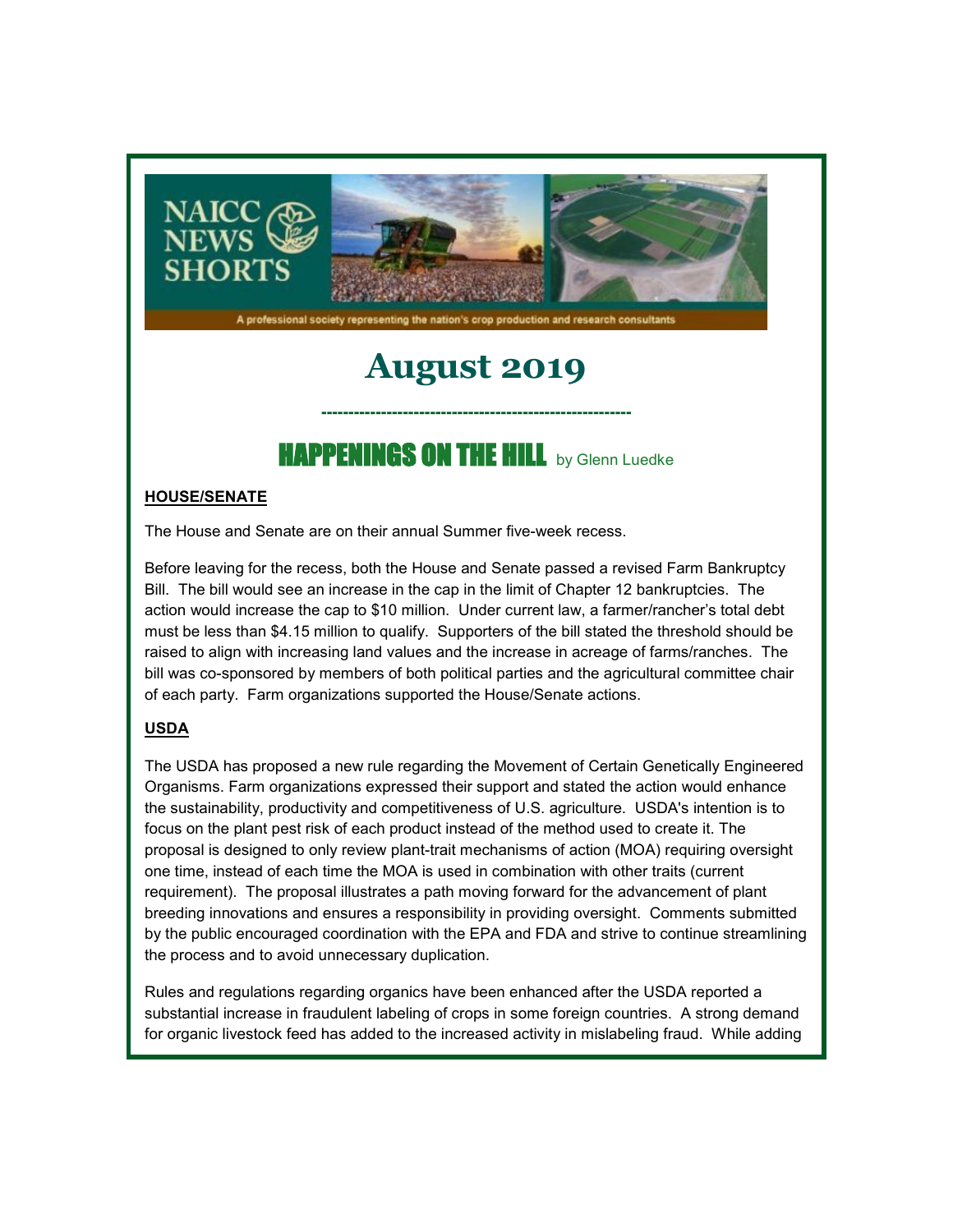NAICC NEWS SHORTS

A professional society representing the nation's crop production and research consultants

# August 2019

---

## HAPPENINGS ON THE HILL by Glenn Luedke

**HOUSE/SENATE**

The House and Senate are on their annual Summer five-week recess.

Before leaving for the recess, both the House and Senate passed a revised Farm Bankruptcy Bill. The bill would see an increase in the cap in the limit of Chapter 12 bankruptcies. The action would increase the cap to $10 million. Under current law, a farmer/rancher's total debt must be less than $4.15 million to qualify. Supporters of the bill stated the threshold should be raised to align with increasing land values and the increase in acreage of farms/ranches. The bill was co-sponsored by members of both political parties and the agricultural committee chair of each party. Farm organizations supported the House/Senate actions.

**USDA**

The USDA has proposed a new rule regarding the Movement of Certain Genetically Engineered Organisms. Farm organizations expressed their support and stated the action would enhance the sustainability, productivity and competitiveness of U.S. agriculture. USDA's intention is to focus on the plant pest risk of each product instead of the method used to create it. The proposal is designed to only review plant-trait mechanisms of action (MOA) requiring oversight one time, instead of each time the MOA is used in combination with other traits (current requirement). The proposal illustrates a path moving forward for the advancement of plant breeding innovations and ensures a responsibility in providing oversight. Comments submitted by the public encouraged coordination with the EPA and FDA and strive to continue streamlining the process and to avoid unnecessary duplication.

Rules and regulations regarding organics have been enhanced after the USDA reported a substantial increase in fraudulent labeling of crops in some foreign countries. A strong demand for organic livestock feed has added to the increased activity in mislabeling fraud. While adding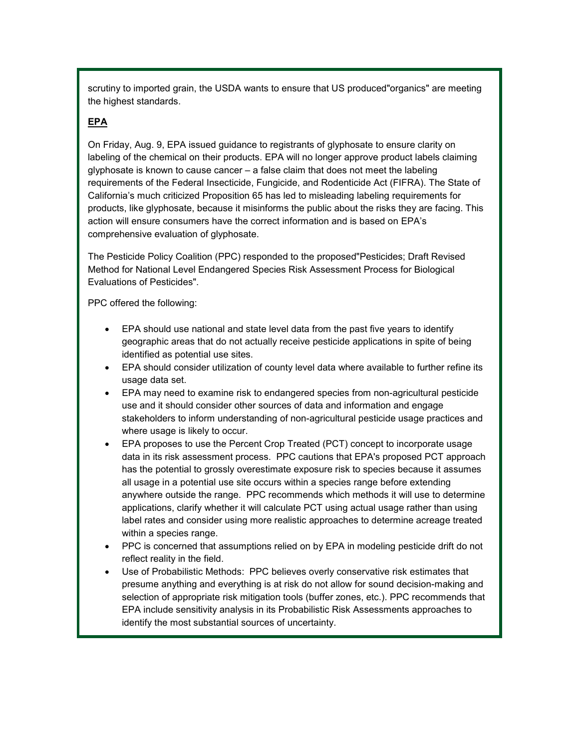scrutiny to imported grain, the USDA wants to ensure that US produced"organics" are meeting the highest standards.

**EPA**

On Friday, Aug. 9, EPA issued guidance to registrants of glyphosate to ensure clarity on labeling of the chemical on their products. EPA will no longer approve product labels claiming glyphosate is known to cause cancer – a false claim that does not meet the labeling requirements of the Federal Insecticide, Fungicide, and Rodenticide Act (FIFRA). The State of California's much criticized Proposition 65 has led to misleading labeling requirements for products, like glyphosate, because it misinforms the public about the risks they are facing. This action will ensure consumers have the correct information and is based on EPA's comprehensive evaluation of glyphosate.

The Pesticide Policy Coalition (PPC) responded to the proposed"Pesticides; Draft Revised Method for National Level Endangered Species Risk Assessment Process for Biological Evaluations of Pesticides".

PPC offered the following:

- EPA should use national and state level data from the past five years to identify geographic areas that do not actually receive pesticide applications in spite of being identified as potential use sites.
- EPA should consider utilization of county level data where available to further refine its usage data set.
- EPA may need to examine risk to endangered species from non-agricultural pesticide use and it should consider other sources of data and information and engage stakeholders to inform understanding of non-agricultural pesticide usage practices and where usage is likely to occur.
- EPA proposes to use the Percent Crop Treated (PCT) concept to incorporate usage data in its risk assessment process. PPC cautions that EPA's proposed PCT approach has the potential to grossly overestimate exposure risk to species because it assumes all usage in a potential use site occurs within a species range before extending anywhere outside the range. PPC recommends which methods it will use to determine applications, clarify whether it will calculate PCT using actual usage rather than using label rates and consider using more realistic approaches to determine acreage treated within a species range.
- PPC is concerned that assumptions relied on by EPA in modeling pesticide drift do not reflect reality in the field.
- Use of Probabilistic Methods: PPC believes overly conservative risk estimates that presume anything and everything is at risk do not allow for sound decision-making and selection of appropriate risk mitigation tools (buffer zones, etc.). PPC recommends that EPA include sensitivity analysis in its Probabilistic Risk Assessments approaches to identify the most substantial sources of uncertainty.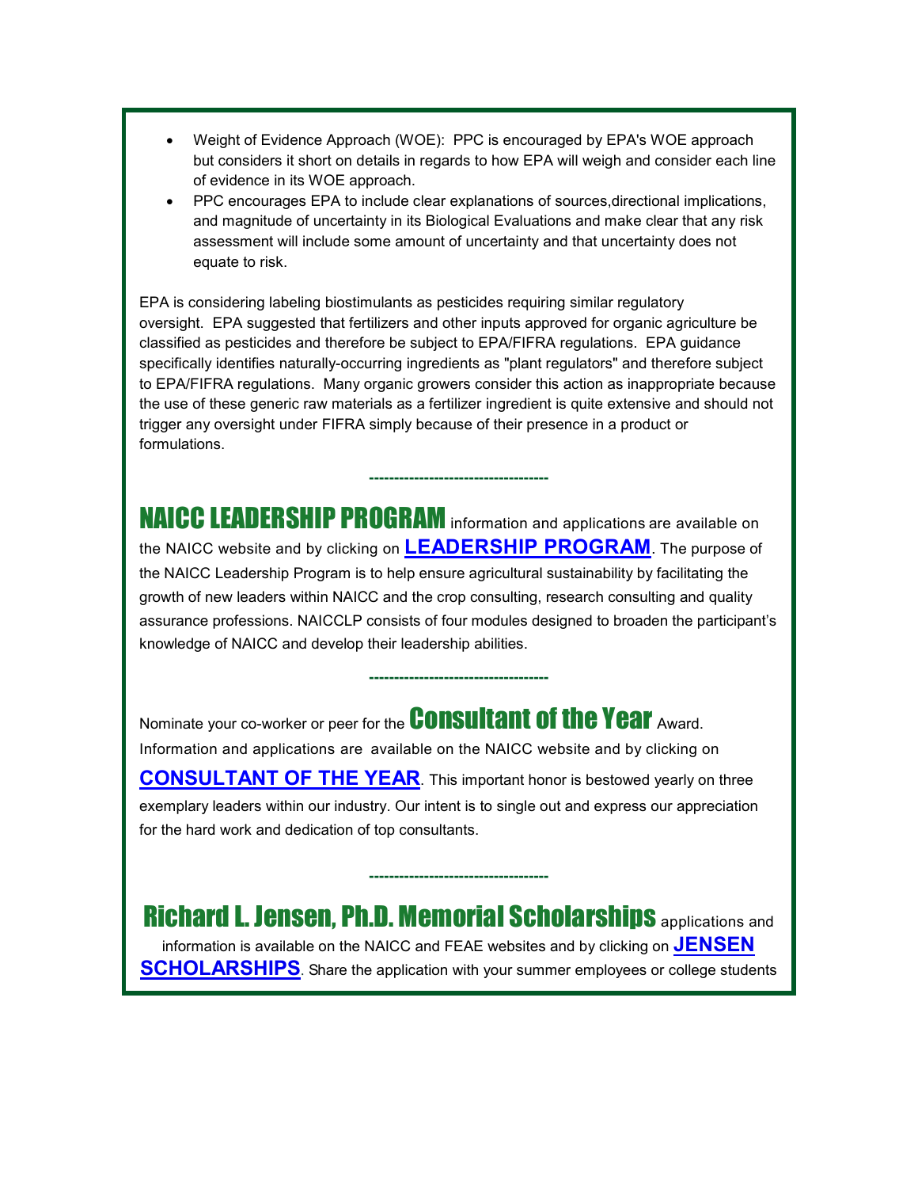- Weight of Evidence Approach (WOE): PPC is encouraged by EPA's WOE approach but considers it short on details in regards to how EPA will weigh and consider each line of evidence in its WOE approach.
- PPC encourages EPA to include clear explanations of sources,directional implications, and magnitude of uncertainty in its Biological Evaluations and make clear that any risk assessment will include some amount of uncertainty and that uncertainty does not equate to risk.

EPA is considering labeling biostimulants as pesticides requiring similar regulatory oversight. EPA suggested that fertilizers and other inputs approved for organic agriculture be classified as pesticides and therefore be subject to EPA/FIFRA regulations. EPA guidance specifically identifies naturally-occurring ingredients as "plant regulators" and therefore subject to EPA/FIFRA regulations. Many organic growers consider this action as inappropriate because the use of these generic raw materials as a fertilizer ingredient is quite extensive and should not trigger any oversight under FIFRA simply because of their presence in a product or formulations.

-----------------------------------

**NAICC LEADERSHIP PROGRAM** information and applications are available on the NAICC website and by clicking on **LEADERSHIP PROGRAM**. The purpose of the NAICC Leadership Program is to help ensure agricultural sustainability by facilitating the growth of new leaders within NAICC and the crop consulting, research consulting and quality assurance professions. NAICCLP consists of four modules designed to broaden the participant's knowledge of NAICC and develop their leadership abilities.

-----------------------------------

Nominate your co-worker or peer for the **Consultant of the Year** Award. Information and applications are available on the NAICC website and by clicking on **CONSULTANT OF THE YEAR**. This important honor is bestowed yearly on three exemplary leaders within our industry. Our intent is to single out and express our appreciation for the hard work and dedication of top consultants.

-----------------------------------

**Richard L. Jensen, Ph.D. Memorial Scholarships** applications and information is available on the NAICC and FEAE websites and by clicking on **JENSEN SCHOLARSHIPS**. Share the application with your summer employees or college students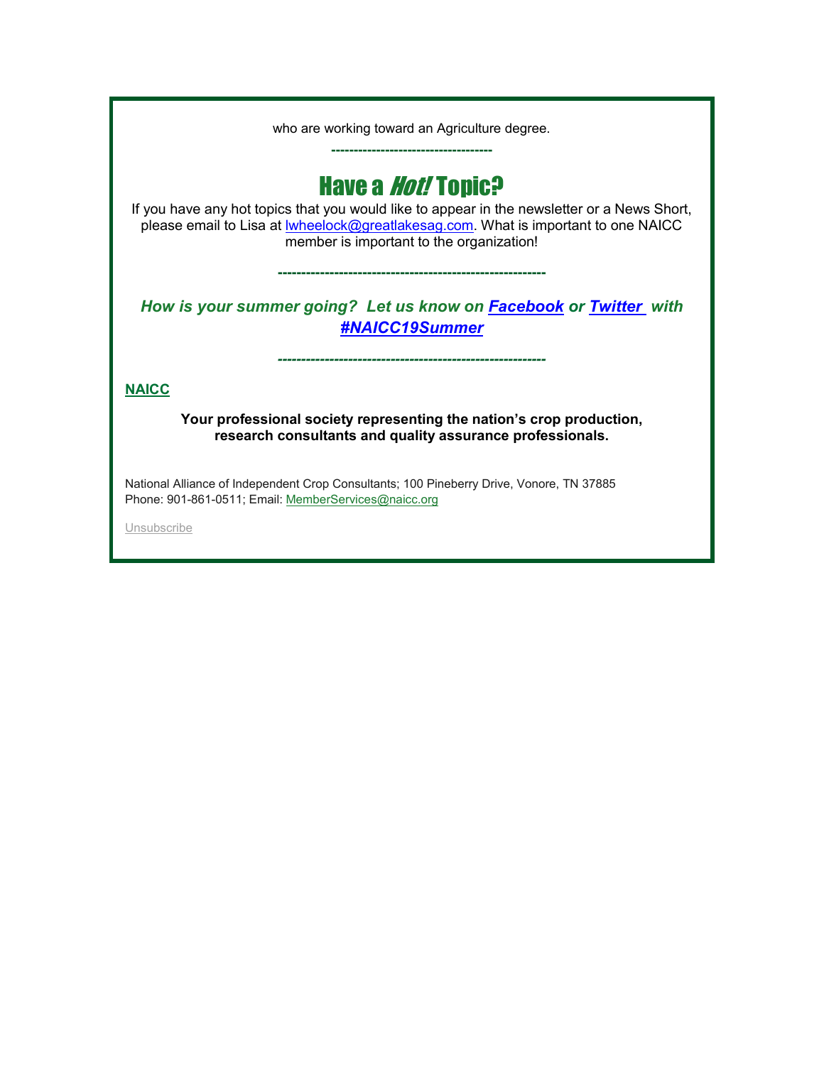who are working toward an Agriculture degree.

-----------------------------------

## Have a *Hot!* Topic?

If you have any hot topics that you would like to appear in the newsletter or a News Short, please email to Lisa at lwheelock@greatlakesag.com. What is important to one NAICC member is important to the organization!

--------------------------------------------------------

***How is your summer going? Let us know on Facebook or Twitter with #NAICC19Summer***

--------------------------------------------------------

**NAICC**

**Your professional society representing the nation's crop production, research consultants and quality assurance professionals.**

National Alliance of Independent Crop Consultants; 100 Pineberry Drive, Vonore, TN 37885
Phone: 901-861-0511; Email: MemberServices@naicc.org

Unsubscribe